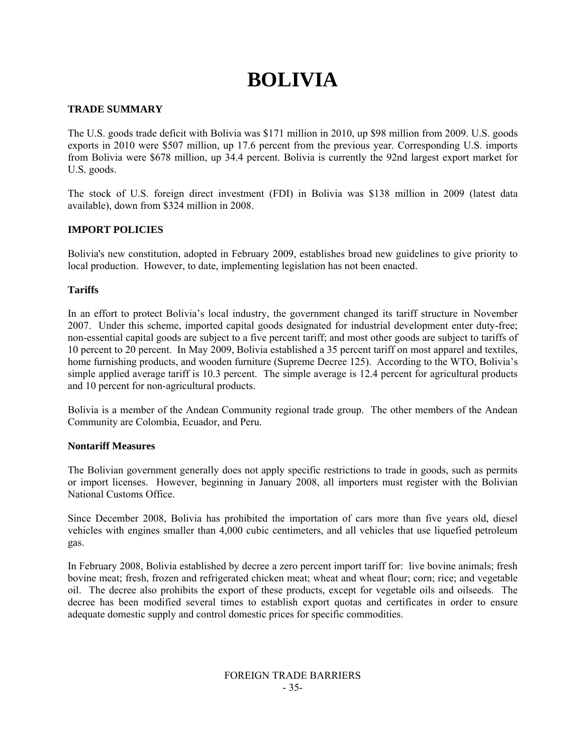# BOLIVIA

## TRADE SUMMARY

The U.S. goods trade deficit with Bolivia was $171 million in 2010, up $98 million from 2009. U.S. goods exports in 2010 were $507 million, up 17.6 percent from the previous year. Corresponding U.S. imports from Bolivia were $678 million, up 34.4 percent. Bolivia is currently the 92nd largest export market for U.S. goods.

The stock of U.S. foreign direct investment (FDI) in Bolivia was $138 million in 2009 (latest data available), down from $324 million in 2008.

## IMPORT POLICIES

Bolivia's new constitution, adopted in February 2009, establishes broad new guidelines to give priority to local production. However, to date, implementing legislation has not been enacted.

### Tariffs

In an effort to protect Bolivia's local industry, the government changed its tariff structure in November 2007. Under this scheme, imported capital goods designated for industrial development enter duty-free; non-essential capital goods are subject to a five percent tariff; and most other goods are subject to tariffs of 10 percent to 20 percent. In May 2009, Bolivia established a 35 percent tariff on most apparel and textiles, home furnishing products, and wooden furniture (Supreme Decree 125). According to the WTO, Bolivia's simple applied average tariff is 10.3 percent. The simple average is 12.4 percent for agricultural products and 10 percent for non-agricultural products.

Bolivia is a member of the Andean Community regional trade group. The other members of the Andean Community are Colombia, Ecuador, and Peru.

### Nontariff Measures

The Bolivian government generally does not apply specific restrictions to trade in goods, such as permits or import licenses. However, beginning in January 2008, all importers must register with the Bolivian National Customs Office.

Since December 2008, Bolivia has prohibited the importation of cars more than five years old, diesel vehicles with engines smaller than 4,000 cubic centimeters, and all vehicles that use liquefied petroleum gas.

In February 2008, Bolivia established by decree a zero percent import tariff for: live bovine animals; fresh bovine meat; fresh, frozen and refrigerated chicken meat; wheat and wheat flour; corn; rice; and vegetable oil. The decree also prohibits the export of these products, except for vegetable oils and oilseeds. The decree has been modified several times to establish export quotas and certificates in order to ensure adequate domestic supply and control domestic prices for specific commodities.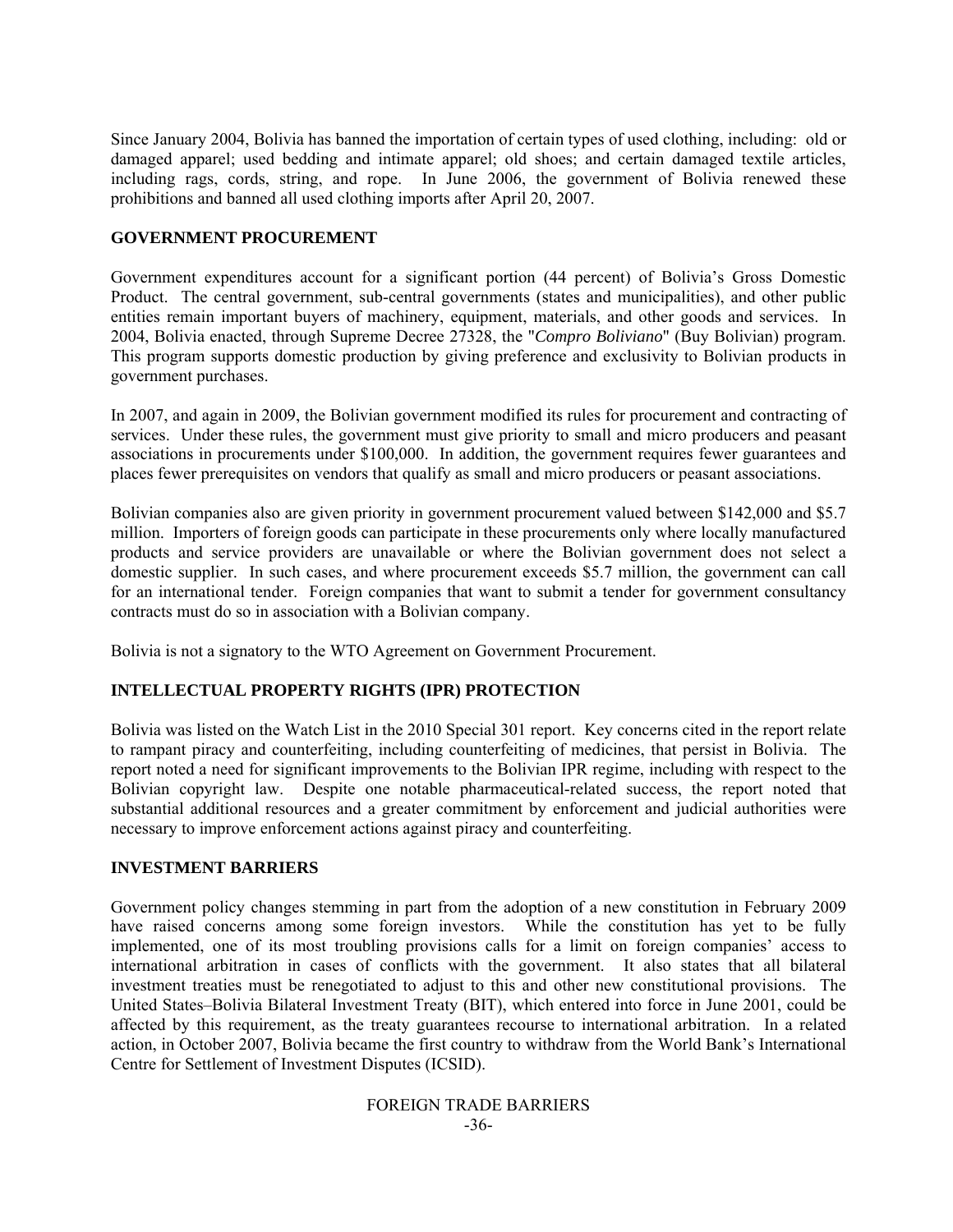Since January 2004, Bolivia has banned the importation of certain types of used clothing, including: old or damaged apparel; used bedding and intimate apparel; old shoes; and certain damaged textile articles, including rags, cords, string, and rope. In June 2006, the government of Bolivia renewed these prohibitions and banned all used clothing imports after April 20, 2007.

## GOVERNMENT PROCUREMENT

Government expenditures account for a significant portion (44 percent) of Bolivia's Gross Domestic Product. The central government, sub-central governments (states and municipalities), and other public entities remain important buyers of machinery, equipment, materials, and other goods and services. In 2004, Bolivia enacted, through Supreme Decree 27328, the "*Compro Boliviano*" (Buy Bolivian) program. This program supports domestic production by giving preference and exclusivity to Bolivian products in government purchases.

In 2007, and again in 2009, the Bolivian government modified its rules for procurement and contracting of services. Under these rules, the government must give priority to small and micro producers and peasant associations in procurements under $100,000. In addition, the government requires fewer guarantees and places fewer prerequisites on vendors that qualify as small and micro producers or peasant associations.

Bolivian companies also are given priority in government procurement valued between $142,000 and $5.7 million. Importers of foreign goods can participate in these procurements only where locally manufactured products and service providers are unavailable or where the Bolivian government does not select a domestic supplier. In such cases, and where procurement exceeds $5.7 million, the government can call for an international tender. Foreign companies that want to submit a tender for government consultancy contracts must do so in association with a Bolivian company.

Bolivia is not a signatory to the WTO Agreement on Government Procurement.

## INTELLECTUAL PROPERTY RIGHTS (IPR) PROTECTION

Bolivia was listed on the Watch List in the 2010 Special 301 report. Key concerns cited in the report relate to rampant piracy and counterfeiting, including counterfeiting of medicines, that persist in Bolivia. The report noted a need for significant improvements to the Bolivian IPR regime, including with respect to the Bolivian copyright law. Despite one notable pharmaceutical-related success, the report noted that substantial additional resources and a greater commitment by enforcement and judicial authorities were necessary to improve enforcement actions against piracy and counterfeiting.

## INVESTMENT BARRIERS

Government policy changes stemming in part from the adoption of a new constitution in February 2009 have raised concerns among some foreign investors. While the constitution has yet to be fully implemented, one of its most troubling provisions calls for a limit on foreign companies' access to international arbitration in cases of conflicts with the government. It also states that all bilateral investment treaties must be renegotiated to adjust to this and other new constitutional provisions. The United States–Bolivia Bilateral Investment Treaty (BIT), which entered into force in June 2001, could be affected by this requirement, as the treaty guarantees recourse to international arbitration. In a related action, in October 2007, Bolivia became the first country to withdraw from the World Bank's International Centre for Settlement of Investment Disputes (ICSID).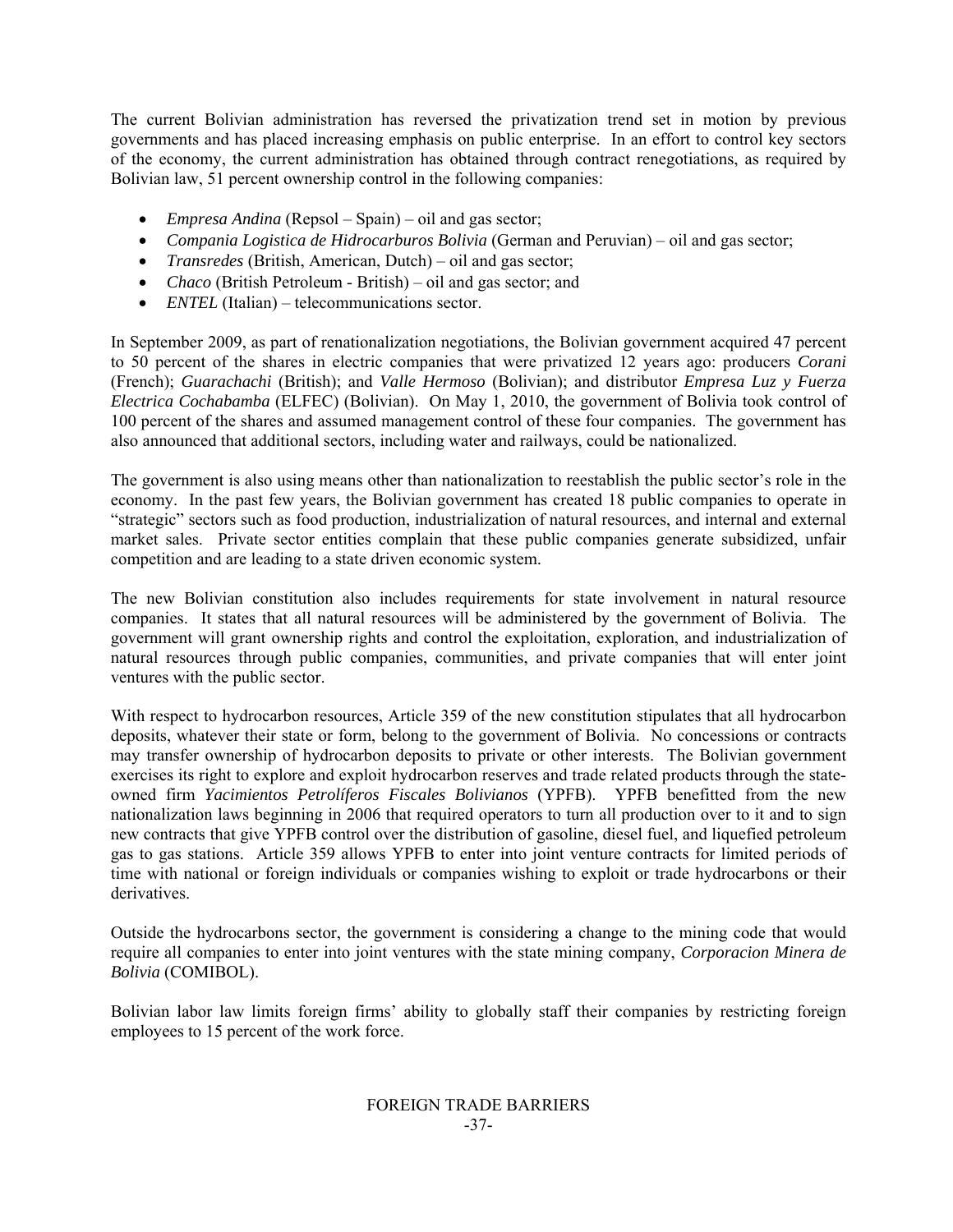The current Bolivian administration has reversed the privatization trend set in motion by previous governments and has placed increasing emphasis on public enterprise. In an effort to control key sectors of the economy, the current administration has obtained through contract renegotiations, as required by Bolivian law, 51 percent ownership control in the following companies:

- *Empresa Andina* (Repsol – Spain) – oil and gas sector;
- *Compania Logistica de Hidrocarburos Bolivia* (German and Peruvian) – oil and gas sector;
- *Transredes* (British, American, Dutch) – oil and gas sector;
- *Chaco* (British Petroleum - British) – oil and gas sector; and
- *ENTEL* (Italian) – telecommunications sector.

In September 2009, as part of renationalization negotiations, the Bolivian government acquired 47 percent to 50 percent of the shares in electric companies that were privatized 12 years ago: producers *Corani* (French); *Guarachachi* (British); and *Valle Hermoso* (Bolivian); and distributor *Empresa Luz y Fuerza Electrica Cochabamba* (ELFEC) (Bolivian). On May 1, 2010, the government of Bolivia took control of 100 percent of the shares and assumed management control of these four companies. The government has also announced that additional sectors, including water and railways, could be nationalized.

The government is also using means other than nationalization to reestablish the public sector's role in the economy. In the past few years, the Bolivian government has created 18 public companies to operate in "strategic" sectors such as food production, industrialization of natural resources, and internal and external market sales. Private sector entities complain that these public companies generate subsidized, unfair competition and are leading to a state driven economic system.

The new Bolivian constitution also includes requirements for state involvement in natural resource companies. It states that all natural resources will be administered by the government of Bolivia. The government will grant ownership rights and control the exploitation, exploration, and industrialization of natural resources through public companies, communities, and private companies that will enter joint ventures with the public sector.

With respect to hydrocarbon resources, Article 359 of the new constitution stipulates that all hydrocarbon deposits, whatever their state or form, belong to the government of Bolivia. No concessions or contracts may transfer ownership of hydrocarbon deposits to private or other interests. The Bolivian government exercises its right to explore and exploit hydrocarbon reserves and trade related products through the state-owned firm *Yacimientos Petrolíferos Fiscales Bolivianos* (YPFB). YPFB benefitted from the new nationalization laws beginning in 2006 that required operators to turn all production over to it and to sign new contracts that give YPFB control over the distribution of gasoline, diesel fuel, and liquefied petroleum gas to gas stations. Article 359 allows YPFB to enter into joint venture contracts for limited periods of time with national or foreign individuals or companies wishing to exploit or trade hydrocarbons or their derivatives.

Outside the hydrocarbons sector, the government is considering a change to the mining code that would require all companies to enter into joint ventures with the state mining company, *Corporacion Minera de Bolivia* (COMIBOL).

Bolivian labor law limits foreign firms' ability to globally staff their companies by restricting foreign employees to 15 percent of the work force.